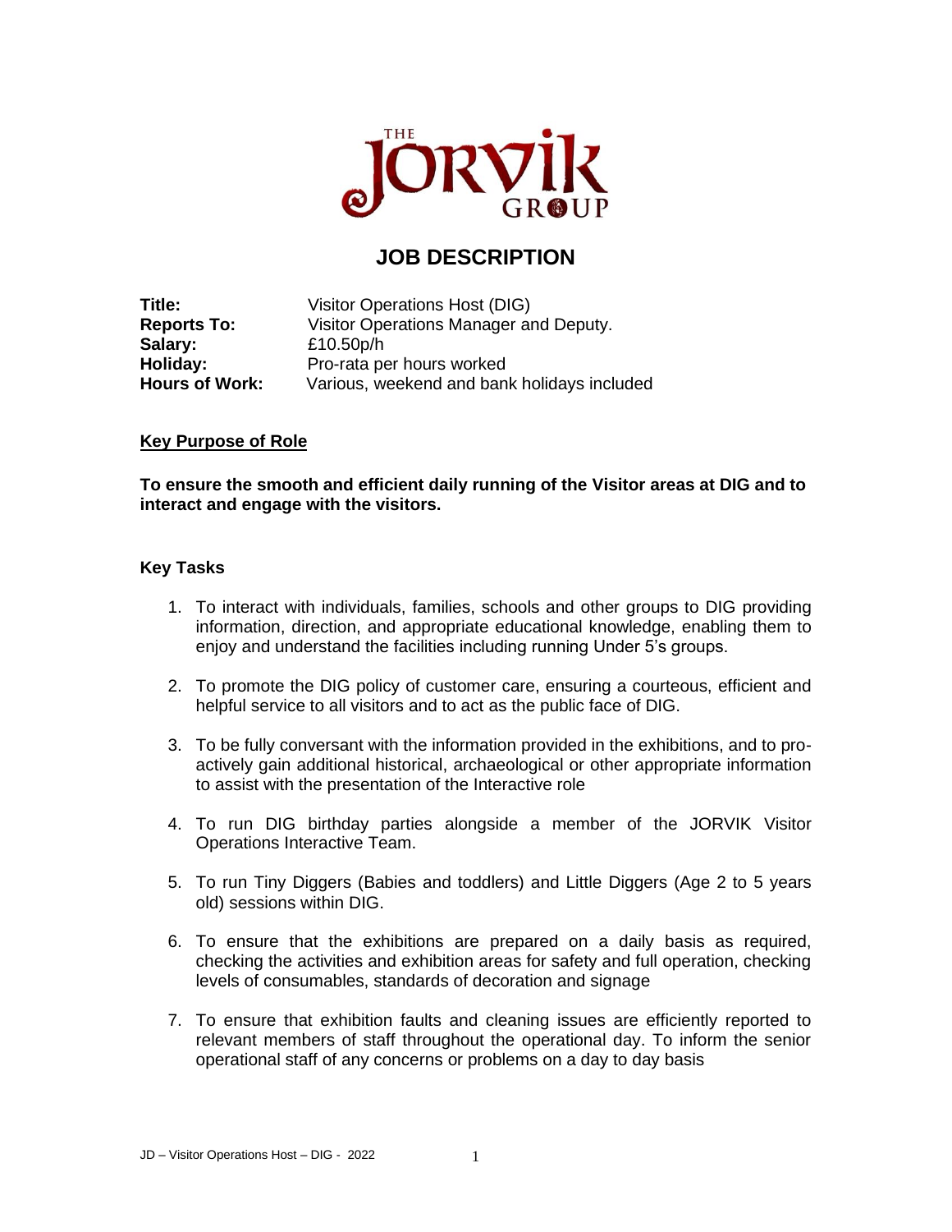THE JORVIK GROUP

# JOB DESCRIPTION

| | |
|---|---|
| **Title:** | Visitor Operations Host (DIG) |
| **Reports To:** | Visitor Operations Manager and Deputy. |
| **Salary:** | £10.50p/h |
| **Holiday:** | Pro-rata per hours worked |
| **Hours of Work:** | Various, weekend and bank holidays included |

## <u>Key Purpose of Role</u>

**To ensure the smooth and efficient daily running of the Visitor areas at DIG and to interact and engage with the visitors.**

## Key Tasks

1. To interact with individuals, families, schools and other groups to DIG providing information, direction, and appropriate educational knowledge, enabling them to enjoy and understand the facilities including running Under 5's groups.

2. To promote the DIG policy of customer care, ensuring a courteous, efficient and helpful service to all visitors and to act as the public face of DIG.

3. To be fully conversant with the information provided in the exhibitions, and to pro-actively gain additional historical, archaeological or other appropriate information to assist with the presentation of the Interactive role

4. To run DIG birthday parties alongside a member of the JORVIK Visitor Operations Interactive Team.

5. To run Tiny Diggers (Babies and toddlers) and Little Diggers (Age 2 to 5 years old) sessions within DIG.

6. To ensure that the exhibitions are prepared on a daily basis as required, checking the activities and exhibition areas for safety and full operation, checking levels of consumables, standards of decoration and signage

7. To ensure that exhibition faults and cleaning issues are efficiently reported to relevant members of staff throughout the operational day. To inform the senior operational staff of any concerns or problems on a day to day basis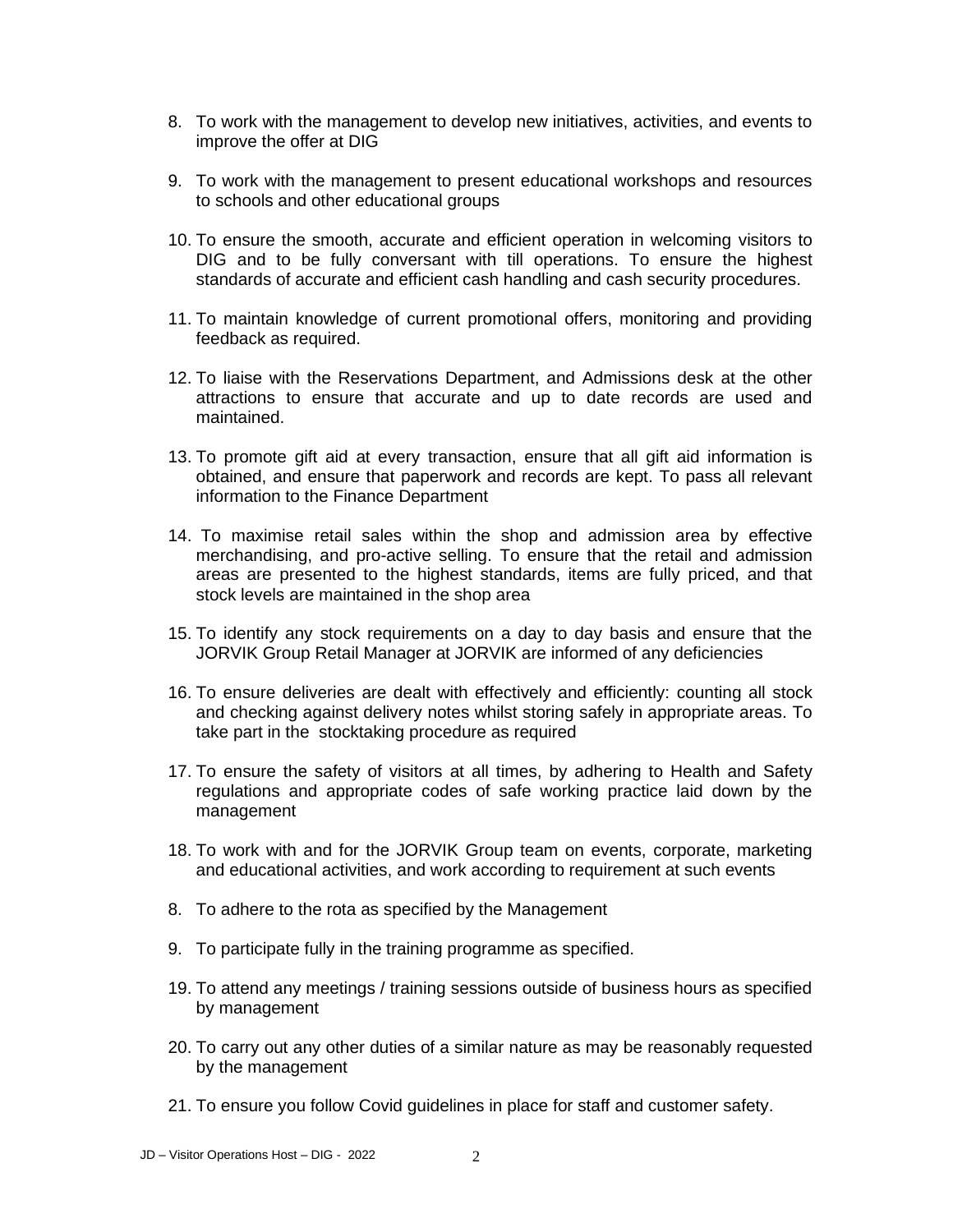8. To work with the management to develop new initiatives, activities, and events to improve the offer at DIG

9. To work with the management to present educational workshops and resources to schools and other educational groups

10. To ensure the smooth, accurate and efficient operation in welcoming visitors to DIG and to be fully conversant with till operations. To ensure the highest standards of accurate and efficient cash handling and cash security procedures.

11. To maintain knowledge of current promotional offers, monitoring and providing feedback as required.

12. To liaise with the Reservations Department, and Admissions desk at the other attractions to ensure that accurate and up to date records are used and maintained.

13. To promote gift aid at every transaction, ensure that all gift aid information is obtained, and ensure that paperwork and records are kept. To pass all relevant information to the Finance Department

14. To maximise retail sales within the shop and admission area by effective merchandising, and pro-active selling. To ensure that the retail and admission areas are presented to the highest standards, items are fully priced, and that stock levels are maintained in the shop area

15. To identify any stock requirements on a day to day basis and ensure that the JORVIK Group Retail Manager at JORVIK are informed of any deficiencies

16. To ensure deliveries are dealt with effectively and efficiently: counting all stock and checking against delivery notes whilst storing safely in appropriate areas. To take part in the stocktaking procedure as required

17. To ensure the safety of visitors at all times, by adhering to Health and Safety regulations and appropriate codes of safe working practice laid down by the management

18. To work with and for the JORVIK Group team on events, corporate, marketing and educational activities, and work according to requirement at such events

8. To adhere to the rota as specified by the Management

9. To participate fully in the training programme as specified.

19. To attend any meetings / training sessions outside of business hours as specified by management

20. To carry out any other duties of a similar nature as may be reasonably requested by the management

21. To ensure you follow Covid guidelines in place for staff and customer safety.